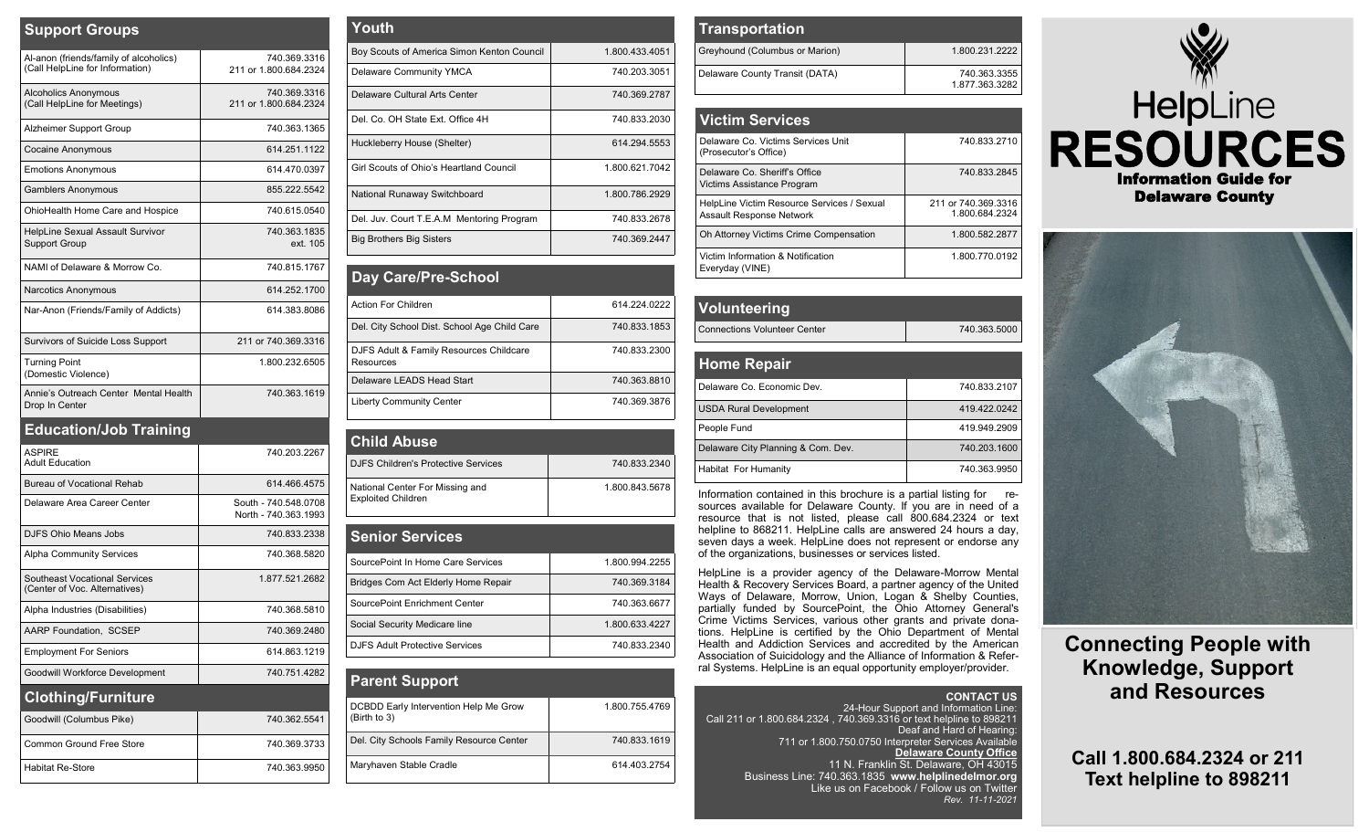## Support Groups

| Organization | Phone |
|---|---|
| Al-anon (friends/family of alcoholics) (Call HelpLine for Information) | 740.369.3316<br>211 or 1.800.684.2324 |
| Alcoholics Anonymous (Call HelpLine for Meetings) | 740.369.3316<br>211 or 1.800.684.2324 |
| Alzheimer Support Group | 740.363.1365 |
| Cocaine Anonymous | 614.251.1122 |
| Emotions Anonymous | 614.470.0397 |
| Gamblers Anonymous | 855.222.5542 |
| OhioHealth Home Care and Hospice | 740.615.0540 |
| HelpLine Sexual Assault Survivor Support Group | 740.363.1835 ext. 105 |
| NAMI of Delaware & Morrow Co. | 740.815.1767 |
| Narcotics Anonymous | 614.252.1700 |
| Nar-Anon (Friends/Family of Addicts) | 614.383.8086 |
| Survivors of Suicide Loss Support | 211 or 740.369.3316 |
| Turning Point (Domestic Violence) | 1.800.232.6505 |
| Annie's Outreach Center Mental Health Drop In Center | 740.363.1619 |

## Education/Job Training

| Organization | Phone |
|---|---|
| ASPIRE Adult Education | 740.203.2267 |
| Bureau of Vocational Rehab | 614.466.4575 |
| Delaware Area Career Center | South - 740.548.0708<br>North - 740.363.1993 |
| DJFS Ohio Means Jobs | 740.833.2338 |
| Alpha Community Services | 740.368.5820 |
| Southeast Vocational Services (Center of Voc. Alternatives) | 1.877.521.2682 |
| Alpha Industries (Disabilities) | 740.368.5810 |
| AARP Foundation, SCSEP | 740.369.2480 |
| Employment For Seniors | 614.863.1219 |
| Goodwill Workforce Development | 740.751.4282 |

## Clothing/Furniture

| Organization | Phone |
|---|---|
| Goodwill (Columbus Pike) | 740.362.5541 |
| Common Ground Free Store | 740.369.3733 |
| Habitat Re-Store | 740.363.9950 |

## Youth

| Organization | Phone |
|---|---|
| Boy Scouts of America Simon Kenton Council | 1.800.433.4051 |
| Delaware Community YMCA | 740.203.3051 |
| Delaware Cultural Arts Center | 740.369.2787 |
| Del. Co. OH State Ext. Office 4H | 740.833.2030 |
| Huckleberry House (Shelter) | 614.294.5553 |
| Girl Scouts of Ohio's Heartland Council | 1.800.621.7042 |
| National Runaway Switchboard | 1.800.786.2929 |
| Del. Juv. Court T.E.A.M Mentoring Program | 740.833.2678 |
| Big Brothers Big Sisters | 740.369.2447 |

## Day Care/Pre-School

| Organization | Phone |
|---|---|
| Action For Children | 614.224.0222 |
| Del. City School Dist. School Age Child Care | 740.833.1853 |
| DJFS Adult & Family Resources Childcare Resources | 740.833.2300 |
| Delaware LEADS Head Start | 740.363.8810 |
| Liberty Community Center | 740.369.3876 |

## Child Abuse

| Organization | Phone |
|---|---|
| DJFS Children's Protective Services | 740.833.2340 |
| National Center For Missing and Exploited Children | 1.800.843.5678 |

## Senior Services

| Organization | Phone |
|---|---|
| SourcePoint In Home Care Services | 1.800.994.2255 |
| Bridges Com Act Elderly Home Repair | 740.369.3184 |
| SourcePoint Enrichment Center | 740.363.6677 |
| Social Security Medicare line | 1.800.633.4227 |
| DJFS Adult Protective Services | 740.833.2340 |

## Parent Support

| Organization | Phone |
|---|---|
| DCBDD Early Intervention Help Me Grow (Birth to 3) | 1.800.755.4769 |
| Del. City Schools Family Resource Center | 740.833.1619 |
| Maryhaven Stable Cradle | 614.403.2754 |

## Transportation

| Organization | Phone |
|---|---|
| Greyhound (Columbus or Marion) | 1.800.231.2222 |
| Delaware County Transit (DATA) | 740.363.3355<br>1.877.363.3282 |

## Victim Services

| Organization | Phone |
|---|---|
| Delaware Co. Victims Services Unit (Prosecutor's Office) | 740.833.2710 |
| Delaware Co. Sheriff's Office Victims Assistance Program | 740.833.2845 |
| HelpLine Victim Resource Services / Sexual Assault Response Network | 211 or 740.369.3316<br>1.800.684.2324 |
| Oh Attorney Victims Crime Compensation | 1.800.582.2877 |
| Victim Information & Notification Everyday (VINE) | 1.800.770.0192 |

## Volunteering

| Organization | Phone |
|---|---|
| Connections Volunteer Center | 740.363.5000 |

## Home Repair

| Organization | Phone |
|---|---|
| Delaware Co. Economic Dev. | 740.833.2107 |
| USDA Rural Development | 419.422.0242 |
| People Fund | 419.949.2909 |
| Delaware City Planning & Com. Dev. | 740.203.1600 |
| Habitat For Humanity | 740.363.9950 |

Information contained in this brochure is a partial listing for resources available for Delaware County. If you are in need of a resource that is not listed, please call 800.684.2324 or text helpline to 868211. HelpLine calls are answered 24 hours a day, seven days a week. HelpLine does not represent or endorse any of the organizations, businesses or services listed.

HelpLine is a provider agency of the Delaware-Morrow Mental Health & Recovery Services Board, a partner agency of the United Ways of Delaware, Morrow, Union, Logan & Shelby Counties, partially funded by SourcePoint, the Ohio Attorney General's Crime Victims Services, various other grants and private donations. HelpLine is certified by the Ohio Department of Mental Health and Addiction Services and accredited by the American Association of Suicidology and the Alliance of Information & Referral Systems. HelpLine is an equal opportunity employer/provider.

**CONTACT US**

24-Hour Support and Information Line:
Call 211 or 1.800.684.2324 , 740.369.3316 or text helpline to 898211
Deaf and Hard of Hearing:
711 or 1.800.750.0750 Interpreter Services Available
**Delaware County Office**
11 N. Franklin St. Delaware, OH 43015
Business Line: 740.363.1835 **www.helplinedelmor.org**
Like us on Facebook / Follow us on Twitter
*Rev. 11-11-2021*

# HelpLine RESOURCES

**Information Guide for Delaware County**

## Connecting People with Knowledge, Support and Resources

**Call 1.800.684.2324 or 211**
**Text helpline to 898211**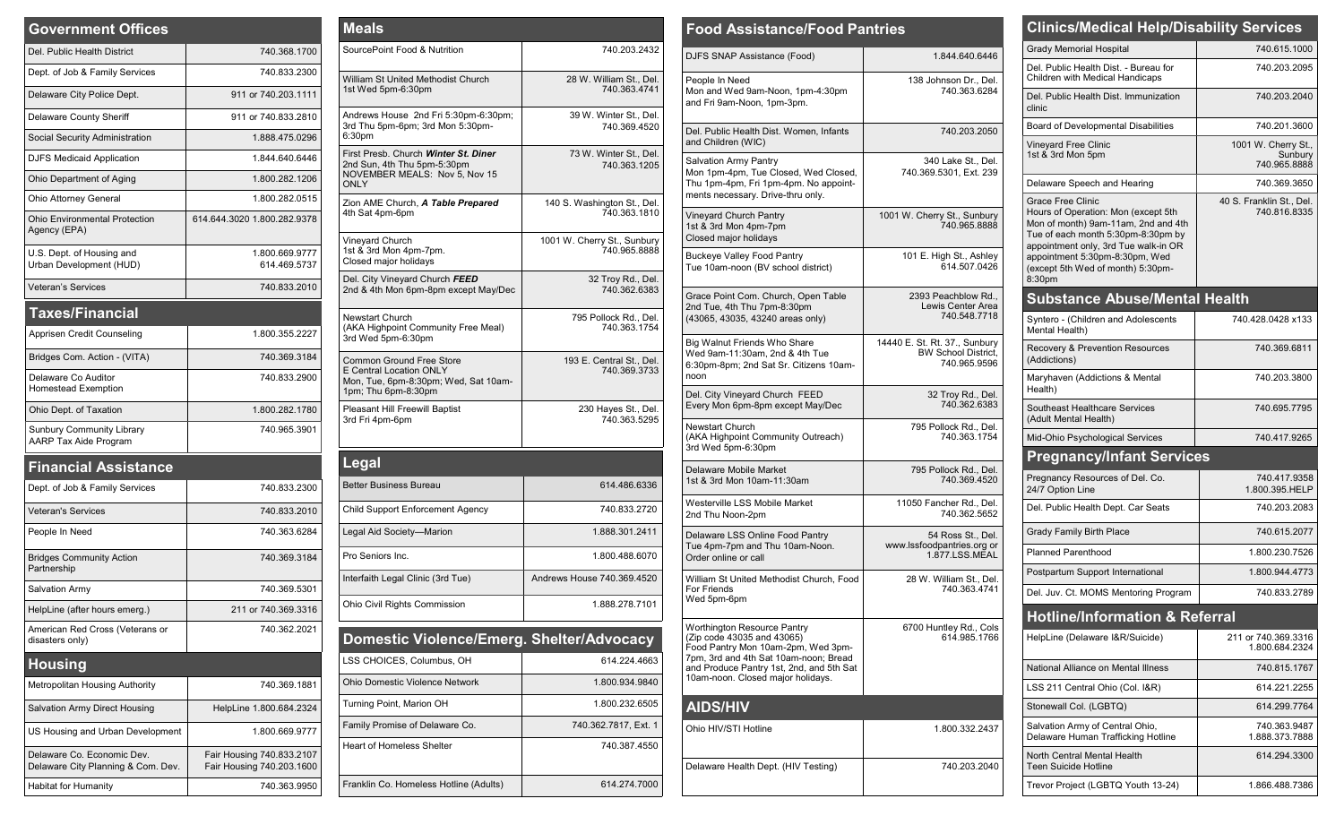## Government Offices

| | |
|---|---|
| Del. Public Health District | 740.368.1700 |
| Dept. of Job & Family Services | 740.833.2300 |
| Delaware City Police Dept. | 911 or 740.203.1111 |
| Delaware County Sheriff | 911 or 740.833.2810 |
| Social Security Administration | 1.888.475.0296 |
| DJFS Medicaid Application | 1.844.640.6446 |
| Ohio Department of Aging | 1.800.282.1206 |
| Ohio Attorney General | 1.800.282.0515 |
| Ohio Environmental Protection Agency (EPA) | 614.644.3020 1.800.282.9378 |
| U.S. Dept. of Housing and Urban Development (HUD) | 1.800.669.9777 614.469.5737 |
| Veteran's Services | 740.833.2010 |

## Taxes/Financial

| | |
|---|---|
| Apprisen Credit Counseling | 1.800.355.2227 |
| Bridges Com. Action - (VITA) | 740.369.3184 |
| Delaware Co Auditor Homestead Exemption | 740.833.2900 |
| Ohio Dept. of Taxation | 1.800.282.1780 |
| Sunbury Community Library AARP Tax Aide Program | 740.965.3901 |

## Financial Assistance

| | |
|---|---|
| Dept. of Job & Family Services | 740.833.2300 |
| Veteran's Services | 740.833.2010 |
| People In Need | 740.363.6284 |
| Bridges Community Action Partnership | 740.369.3184 |
| Salvation Army | 740.369.5301 |
| HelpLine (after hours emerg.) | 211 or 740.369.3316 |
| American Red Cross (Veterans or disasters only) | 740.362.2021 |

## Housing

| | |
|---|---|
| Metropolitan Housing Authority | 740.369.1881 |
| Salvation Army Direct Housing | HelpLine 1.800.684.2324 |
| US Housing and Urban Development | 1.800.669.9777 |
| Delaware Co. Economic Dev. Delaware City Planning & Com. Dev. | Fair Housing 740.833.2107 Fair Housing 740.203.1600 |
| Habitat for Humanity | 740.363.9950 |

## Meals

| | |
|---|---|
| SourcePoint Food & Nutrition | 740.203.2432 |
| William St United Methodist Church 1st Wed 5pm-6:30pm | 28 W. William St., Del. 740.363.4741 |
| Andrews House 2nd Fri 5:30pm-6:30pm; 3rd Thu 5pm-6pm; 3rd Mon 5:30pm-6:30pm | 39 W. Winter St., Del. 740.369.4520 |
| First Presb. Church ***Winter St. Diner*** 2nd Sun, 4th Thu 5pm-5:30pm NOVEMBER MEALS: Nov 5, Nov 15 ONLY | 73 W. Winter St., Del. 740.363.1205 |
| Zion AME Church, ***A Table Prepared*** 4th Sat 4pm-6pm | 140 S. Washington St., Del. 740.363.1810 |
| Vineyard Church 1st & 3rd Mon 4pm-7pm. Closed major holidays | 1001 W. Cherry St., Sunbury 740.965.8888 |
| Del. City Vineyard Church ***FEED*** 2nd & 4th Mon 6pm-8pm except May/Dec | 32 Troy Rd., Del. 740.362.6383 |
| Newstart Church (AKA Highpoint Community Free Meal) 3rd Wed 5pm-6:30pm | 795 Pollock Rd., Del. 740.363.1754 |
| Common Ground Free Store E Central Location ONLY Mon, Tue, 6pm-8:30pm; Wed, Sat 10am-1pm; Thu 6pm-8:30pm | 193 E. Central St., Del. 740.369.3733 |
| Pleasant Hill Freewill Baptist 3rd Fri 4pm-6pm | 230 Hayes St., Del. 740.363.5295 |

## Legal

| | |
|---|---|
| Better Business Bureau | 614.486.6336 |
| Child Support Enforcement Agency | 740.833.2720 |
| Legal Aid Society—Marion | 1.888.301.2411 |
| Pro Seniors Inc. | 1.800.488.6070 |
| Interfaith Legal Clinic (3rd Tue) | Andrews House 740.369.4520 |
| Ohio Civil Rights Commission | 1.888.278.7101 |

## Domestic Violence/Emerg. Shelter/Advocacy

| | |
|---|---|
| LSS CHOICES, Columbus, OH | 614.224.4663 |
| Ohio Domestic Violence Network | 1.800.934.9840 |
| Turning Point, Marion OH | 1.800.232.6505 |
| Family Promise of Delaware Co. | 740.362.7817, Ext. 1 |
| Heart of Homeless Shelter | 740.387.4550 |
| Franklin Co. Homeless Hotline (Adults) | 614.274.7000 |

## Food Assistance/Food Pantries

| | |
|---|---|
| DJFS SNAP Assistance (Food) | 1.844.640.6446 |
| People In Need Mon and Wed 9am-Noon, 1pm-4:30pm and Fri 9am-Noon, 1pm-3pm. | 138 Johnson Dr., Del. 740.363.6284 |
| Del. Public Health Dist. Women, Infants and Children (WIC) | 740.203.2050 |
| Salvation Army Pantry Mon 1pm-4pm, Tue Closed, Wed Closed, Thu 1pm-4pm, Fri 1pm-4pm. No appointments necessary. Drive-thru only. | 340 Lake St., Del. 740.369.5301, Ext. 239 |
| Vineyard Church Pantry 1st & 3rd Mon 4pm-7pm Closed major holidays | 1001 W. Cherry St., Sunbury 740.965.8888 |
| Buckeye Valley Food Pantry Tue 10am-noon (BV school district) | 101 E. High St., Ashley 614.507.0426 |
| Grace Point Com. Church, Open Table 2nd Tue, 4th Thu 7pm-8:30pm (43065, 43035, 43240 areas only) | 2393 Peachblow Rd., Lewis Center Area 740.548.7718 |
| Big Walnut Friends Who Share Wed 9am-11:30am, 2nd & 4th Tue 6:30pm-8pm; 2nd Sat Sr. Citizens 10am-noon | 14440 E. St. Rt. 37., Sunbury BW School District, 740.965.9596 |
| Del. City Vineyard Church FEED Every Mon 6pm-8pm except May/Dec | 32 Troy Rd., Del. 740.362.6383 |
| Newstart Church (AKA Highpoint Community Outreach) 3rd Wed 5pm-6:30pm | 795 Pollock Rd., Del. 740.363.1754 |
| Delaware Mobile Market 1st & 3rd Mon 10am-11:30am | 795 Pollock Rd., Del. 740.369.4520 |
| Westerville LSS Mobile Market 2nd Thu Noon-2pm | 11050 Fancher Rd., Del. 740.362.5652 |
| Delaware LSS Online Food Pantry Tue 4pm-7pm and Thu 10am-Noon. Order online or call | 54 Ross St., Del. www.lssfoodpantries.org or 1.877.LSS.MEAL |
| William St United Methodist Church, Food For Friends Wed 5pm-6pm | 28 W. William St., Del. 740.363.4741 |
| Worthington Resource Pantry (Zip code 43035 and 43065) Food Pantry Mon 10am-2pm, Wed 3pm-7pm, 3rd and 4th Sat 10am-noon; Bread and Produce Pantry 1st, 2nd, and 5th Sat 10am-noon. Closed major holidays. | 6700 Huntley Rd., Cols 614.985.1766 |

## AIDS/HIV

| | |
|---|---|
| Ohio HIV/STI Hotline | 1.800.332.2437 |
| Delaware Health Dept. (HIV Testing) | 740.203.2040 |

## Clinics/Medical Help/Disability Services

| | |
|---|---|
| Grady Memorial Hospital | 740.615.1000 |
| Del. Public Health Dist. - Bureau for Children with Medical Handicaps | 740.203.2095 |
| Del. Public Health Dist. Immunization clinic | 740.203.2040 |
| Board of Developmental Disabilities | 740.201.3600 |
| Vineyard Free Clinic 1st & 3rd Mon 5pm | 1001 W. Cherry St., Sunbury 740.965.8888 |
| Delaware Speech and Hearing | 740.369.3650 |
| Grace Free Clinic Hours of Operation: Mon (except 5th Mon of month) 9am-11am, 2nd and 4th Tue of each month 5:30pm-8:30pm by appointment only, 3rd Tue walk-in OR appointment 5:30pm-8:30pm, Wed (except 5th Wed of month) 5:30pm-8:30pm | 40 S. Franklin St., Del. 740.816.8335 |

## Substance Abuse/Mental Health

| | |
|---|---|
| Syntero - (Children and Adolescents Mental Health) | 740.428.0428 x133 |
| Recovery & Prevention Resources (Addictions) | 740.369.6811 |
| Maryhaven (Addictions & Mental Health) | 740.203.3800 |
| Southeast Healthcare Services (Adult Mental Health) | 740.695.7795 |
| Mid-Ohio Psychological Services | 740.417.9265 |

## Pregnancy/Infant Services

| | |
|---|---|
| Pregnancy Resources of Del. Co. 24/7 Option Line | 740.417.9358 1.800.395.HELP |
| Del. Public Health Dept. Car Seats | 740.203.2083 |
| Grady Family Birth Place | 740.615.2077 |
| Planned Parenthood | 1.800.230.7526 |
| Postpartum Support International | 1.800.944.4773 |
| Del. Juv. Ct. MOMS Mentoring Program | 740.833.2789 |

## Hotline/Information & Referral

| | |
|---|---|
| HelpLine (Delaware I&R/Suicide) | 211 or 740.369.3316 1.800.684.2324 |
| National Alliance on Mental Illness | 740.815.1767 |
| LSS 211 Central Ohio (Col. I&R) | 614.221.2255 |
| Stonewall Col. (LGBTQ) | 614.299.7764 |
| Salvation Army of Central Ohio, Delaware Human Trafficking Hotline | 740.363.9487 1.888.373.7888 |
| North Central Mental Health Teen Suicide Hotline | 614.294.3300 |
| Trevor Project (LGBTQ Youth 13-24) | 1.866.488.7386 |